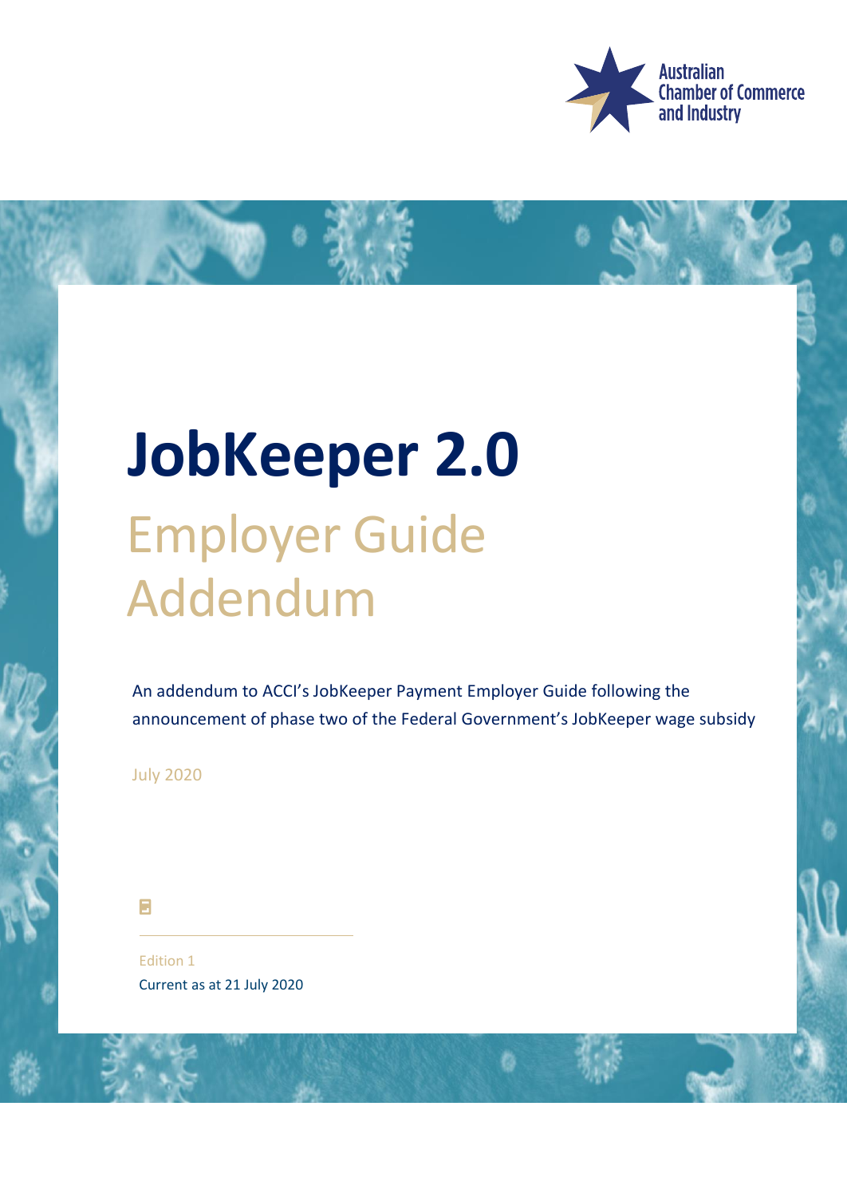Australian Chamber of Commerce and Industry

# JobKeeper 2.0

## Employer Guide Addendum

An addendum to ACCI's JobKeeper Payment Employer Guide following the announcement of phase two of the Federal Government's JobKeeper wage subsidy

July 2020

Edition 1

Current as at 21 July 2020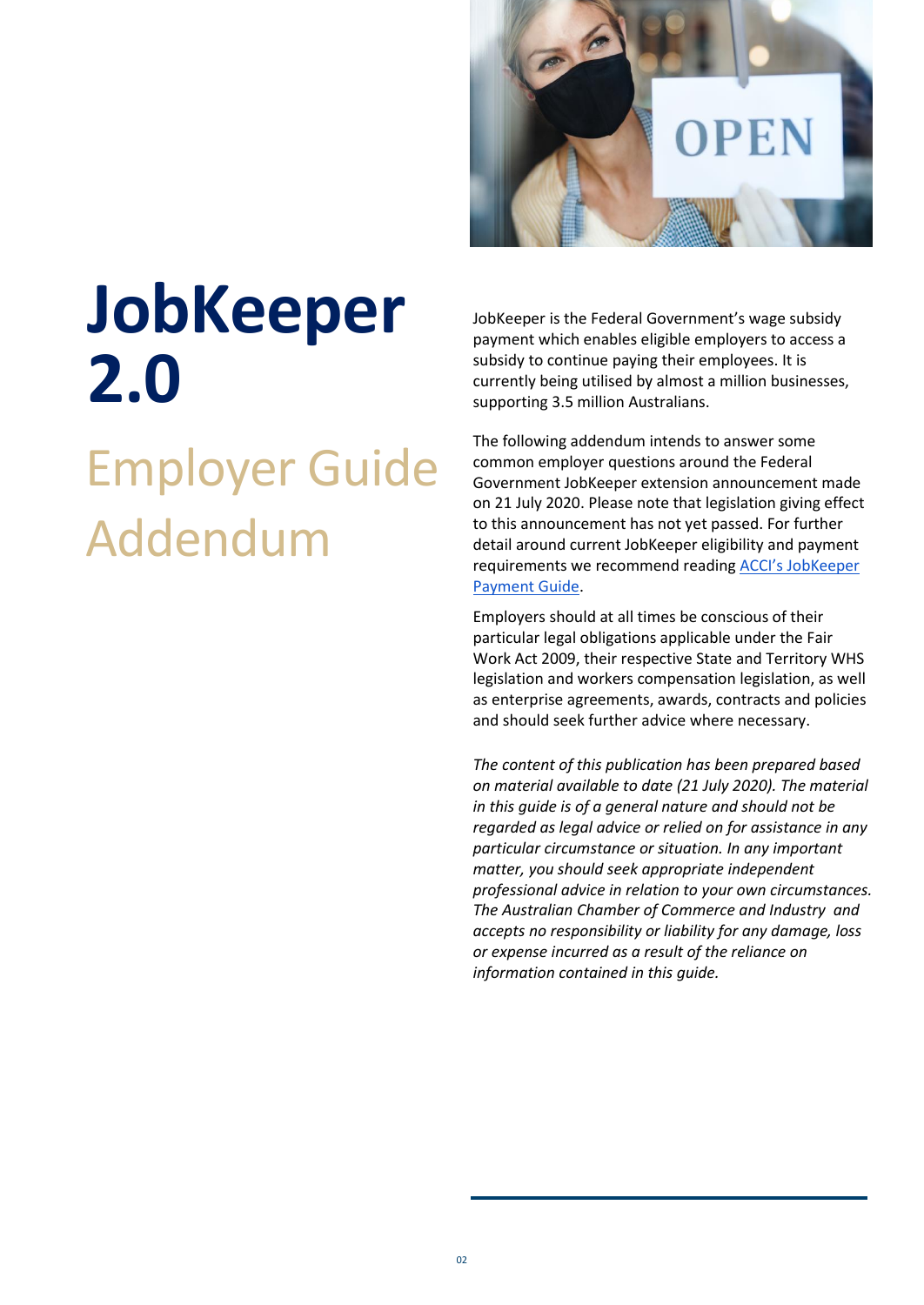# JobKeeper 2.0

## Employer Guide Addendum

JobKeeper is the Federal Government's wage subsidy payment which enables eligible employers to access a subsidy to continue paying their employees. It is currently being utilised by almost a million businesses, supporting 3.5 million Australians.

The following addendum intends to answer some common employer questions around the Federal Government JobKeeper extension announcement made on 21 July 2020. Please note that legislation giving effect to this announcement has not yet passed. For further detail around current JobKeeper eligibility and payment requirements we recommend reading ACCI's JobKeeper Payment Guide.

Employers should at all times be conscious of their particular legal obligations applicable under the Fair Work Act 2009, their respective State and Territory WHS legislation and workers compensation legislation, as well as enterprise agreements, awards, contracts and policies and should seek further advice where necessary.

*The content of this publication has been prepared based on material available to date (21 July 2020). The material in this guide is of a general nature and should not be regarded as legal advice or relied on for assistance in any particular circumstance or situation. In any important matter, you should seek appropriate independent professional advice in relation to your own circumstances. The Australian Chamber of Commerce and Industry and accepts no responsibility or liability for any damage, loss or expense incurred as a result of the reliance on information contained in this guide.*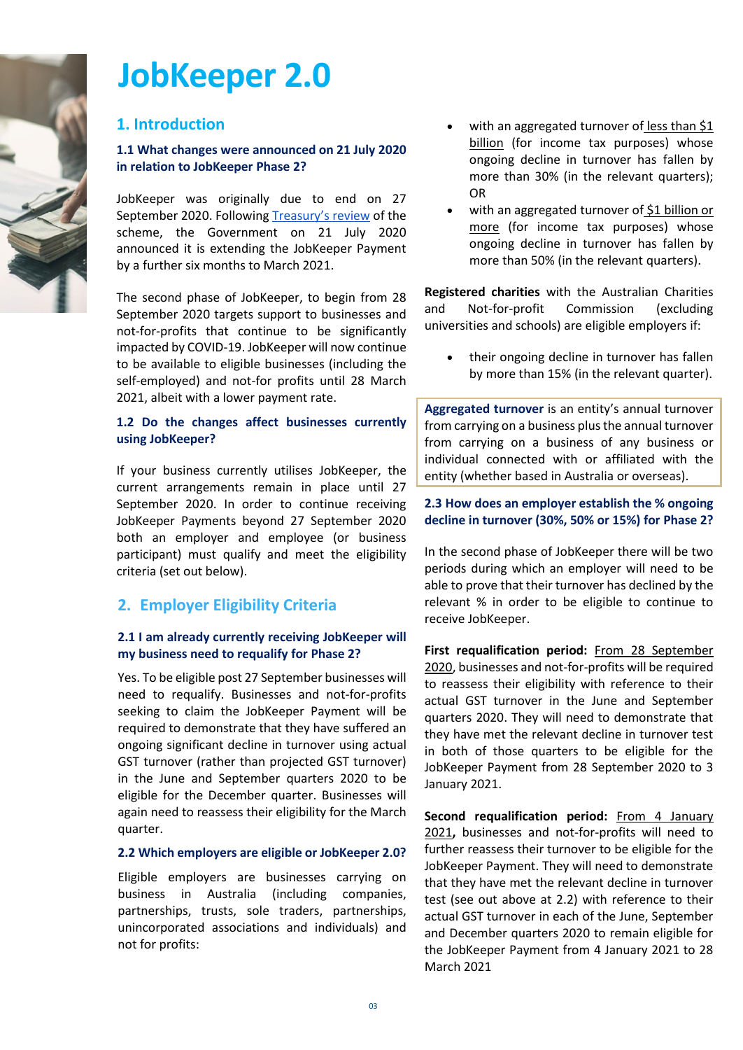# JobKeeper 2.0

## 1. Introduction

### 1.1 What changes were announced on 21 July 2020 in relation to JobKeeper Phase 2?

JobKeeper was originally due to end on 27 September 2020. Following Treasury's review of the scheme, the Government on 21 July 2020 announced it is extending the JobKeeper Payment by a further six months to March 2021.

The second phase of JobKeeper, to begin from 28 September 2020 targets support to businesses and not-for-profits that continue to be significantly impacted by COVID-19. JobKeeper will now continue to be available to eligible businesses (including the self-employed) and not-for profits until 28 March 2021, albeit with a lower payment rate.

### 1.2 Do the changes affect businesses currently using JobKeeper?

If your business currently utilises JobKeeper, the current arrangements remain in place until 27 September 2020. In order to continue receiving JobKeeper Payments beyond 27 September 2020 both an employer and employee (or business participant) must qualify and meet the eligibility criteria (set out below).

## 2. Employer Eligibility Criteria

### 2.1 I am already currently receiving JobKeeper will my business need to requalify for Phase 2?

Yes. To be eligible post 27 September businesses will need to requalify. Businesses and not-for-profits seeking to claim the JobKeeper Payment will be required to demonstrate that they have suffered an ongoing significant decline in turnover using actual GST turnover (rather than projected GST turnover) in the June and September quarters 2020 to be eligible for the December quarter. Businesses will again need to reassess their eligibility for the March quarter.

### 2.2 Which employers are eligible or JobKeeper 2.0?

Eligible employers are businesses carrying on business in Australia (including companies, partnerships, trusts, sole traders, partnerships, unincorporated associations and individuals) and not for profits:

- with an aggregated turnover of less than $1 billion (for income tax purposes) whose ongoing decline in turnover has fallen by more than 30% (in the relevant quarters); OR
- with an aggregated turnover of $1 billion or more (for income tax purposes) whose ongoing decline in turnover has fallen by more than 50% (in the relevant quarters).

**Registered charities** with the Australian Charities and Not-for-profit Commission (excluding universities and schools) are eligible employers if:

- their ongoing decline in turnover has fallen by more than 15% (in the relevant quarter).

**Aggregated turnover** is an entity's annual turnover from carrying on a business plus the annual turnover from carrying on a business of any business or individual connected with or affiliated with the entity (whether based in Australia or overseas).

### 2.3 How does an employer establish the % ongoing decline in turnover (30%, 50% or 15%) for Phase 2?

In the second phase of JobKeeper there will be two periods during which an employer will need to be able to prove that their turnover has declined by the relevant % in order to be eligible to continue to receive JobKeeper.

**First requalification period:** From 28 September 2020, businesses and not-for-profits will be required to reassess their eligibility with reference to their actual GST turnover in the June and September quarters 2020. They will need to demonstrate that they have met the relevant decline in turnover test in both of those quarters to be eligible for the JobKeeper Payment from 28 September 2020 to 3 January 2021.

**Second requalification period:** From 4 January 2021**,** businesses and not-for-profits will need to further reassess their turnover to be eligible for the JobKeeper Payment. They will need to demonstrate that they have met the relevant decline in turnover test (see out above at 2.2) with reference to their actual GST turnover in each of the June, September and December quarters 2020 to remain eligible for the JobKeeper Payment from 4 January 2021 to 28 March 2021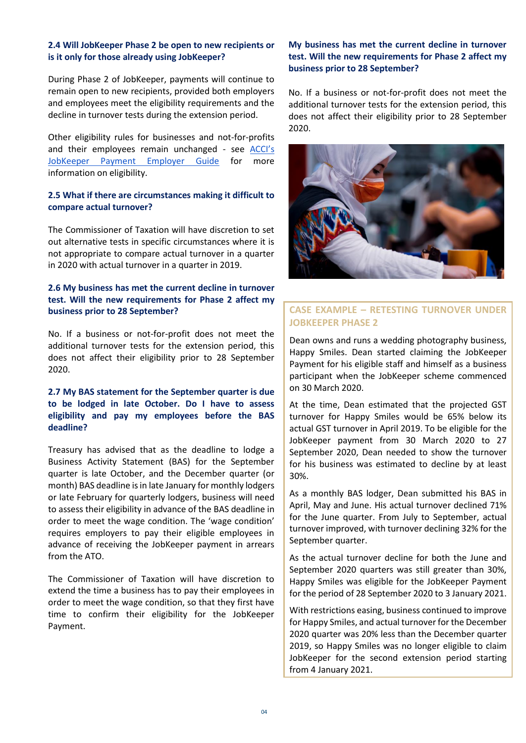### 2.4 Will JobKeeper Phase 2 be open to new recipients or is it only for those already using JobKeeper?

During Phase 2 of JobKeeper, payments will continue to remain open to new recipients, provided both employers and employees meet the eligibility requirements and the decline in turnover tests during the extension period.

Other eligibility rules for businesses and not-for-profits and their employees remain unchanged - see [ACCI's JobKeeper Payment Employer Guide] for more information on eligibility.

### 2.5 What if there are circumstances making it difficult to compare actual turnover?

The Commissioner of Taxation will have discretion to set out alternative tests in specific circumstances where it is not appropriate to compare actual turnover in a quarter in 2020 with actual turnover in a quarter in 2019.

### 2.6 My business has met the current decline in turnover test. Will the new requirements for Phase 2 affect my business prior to 28 September?

No. If a business or not-for-profit does not meet the additional turnover tests for the extension period, this does not affect their eligibility prior to 28 September 2020.

### 2.7 My BAS statement for the September quarter is due to be lodged in late October. Do I have to assess eligibility and pay my employees before the BAS deadline?

Treasury has advised that as the deadline to lodge a Business Activity Statement (BAS) for the September quarter is late October, and the December quarter (or month) BAS deadline is in late January for monthly lodgers or late February for quarterly lodgers, business will need to assess their eligibility in advance of the BAS deadline in order to meet the wage condition. The 'wage condition' requires employers to pay their eligible employees in advance of receiving the JobKeeper payment in arrears from the ATO.

The Commissioner of Taxation will have discretion to extend the time a business has to pay their employees in order to meet the wage condition, so that they first have time to confirm their eligibility for the JobKeeper Payment.

### My business has met the current decline in turnover test. Will the new requirements for Phase 2 affect my business prior to 28 September?

No. If a business or not-for-profit does not meet the additional turnover tests for the extension period, this does not affect their eligibility prior to 28 September 2020.

### CASE EXAMPLE – RETESTING TURNOVER UNDER JOBKEEPER PHASE 2

Dean owns and runs a wedding photography business, Happy Smiles. Dean started claiming the JobKeeper Payment for his eligible staff and himself as a business participant when the JobKeeper scheme commenced on 30 March 2020.

At the time, Dean estimated that the projected GST turnover for Happy Smiles would be 65% below its actual GST turnover in April 2019. To be eligible for the JobKeeper payment from 30 March 2020 to 27 September 2020, Dean needed to show the turnover for his business was estimated to decline by at least 30%.

As a monthly BAS lodger, Dean submitted his BAS in April, May and June. His actual turnover declined 71% for the June quarter. From July to September, actual turnover improved, with turnover declining 32% for the September quarter.

As the actual turnover decline for both the June and September 2020 quarters was still greater than 30%, Happy Smiles was eligible for the JobKeeper Payment for the period of 28 September 2020 to 3 January 2021.

With restrictions easing, business continued to improve for Happy Smiles, and actual turnover for the December 2020 quarter was 20% less than the December quarter 2019, so Happy Smiles was no longer eligible to claim JobKeeper for the second extension period starting from 4 January 2021.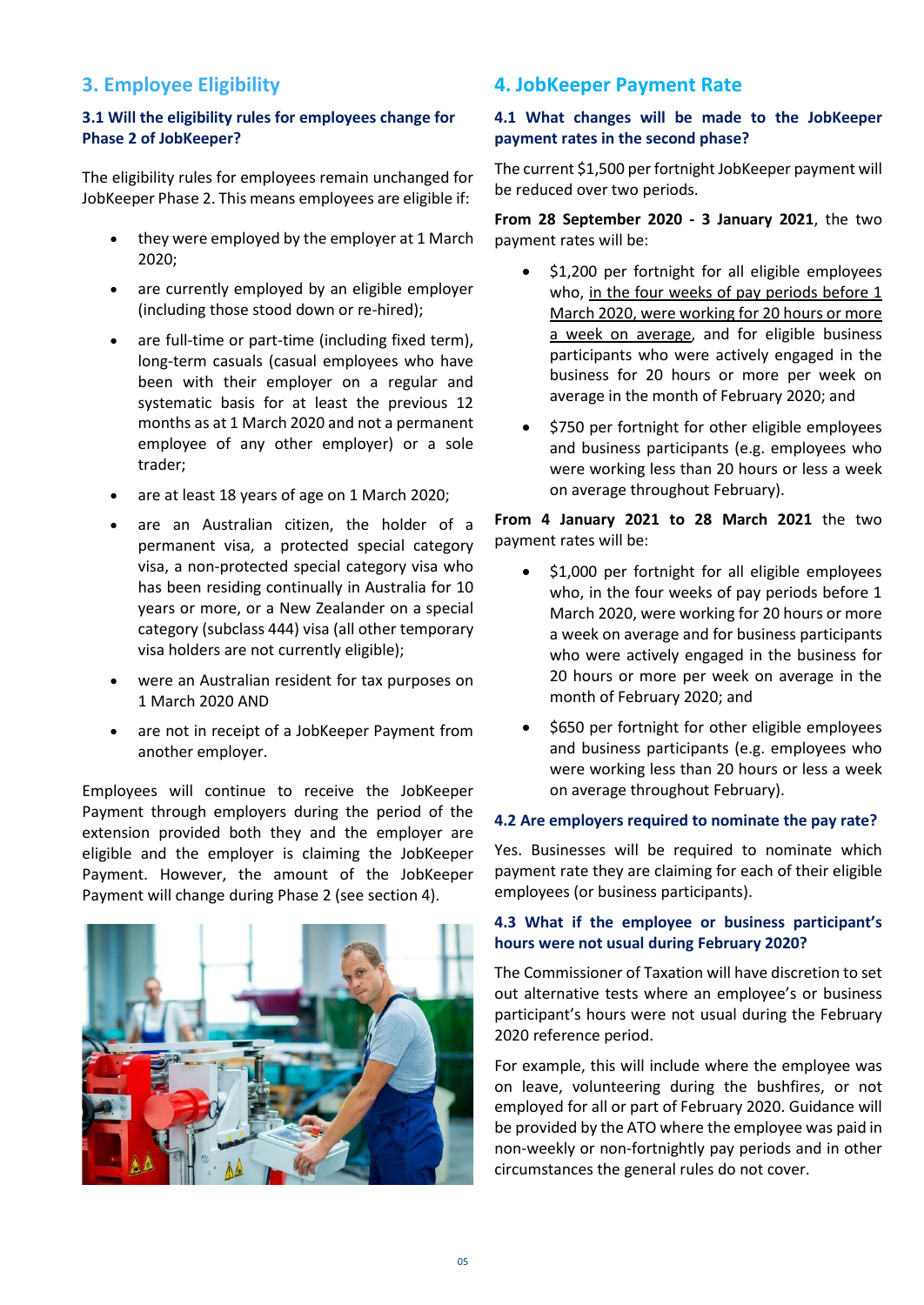## 3. Employee Eligibility

### 3.1 Will the eligibility rules for employees change for Phase 2 of JobKeeper?

The eligibility rules for employees remain unchanged for JobKeeper Phase 2. This means employees are eligible if:

- they were employed by the employer at 1 March 2020;
- are currently employed by an eligible employer (including those stood down or re-hired);
- are full-time or part-time (including fixed term), long-term casuals (casual employees who have been with their employer on a regular and systematic basis for at least the previous 12 months as at 1 March 2020 and not a permanent employee of any other employer) or a sole trader;
- are at least 18 years of age on 1 March 2020;
- are an Australian citizen, the holder of a permanent visa, a protected special category visa, a non-protected special category visa who has been residing continually in Australia for 10 years or more, or a New Zealander on a special category (subclass 444) visa (all other temporary visa holders are not currently eligible);
- were an Australian resident for tax purposes on 1 March 2020 AND
- are not in receipt of a JobKeeper Payment from another employer.

Employees will continue to receive the JobKeeper Payment through employers during the period of the extension provided both they and the employer are eligible and the employer is claiming the JobKeeper Payment. However, the amount of the JobKeeper Payment will change during Phase 2 (see section 4).

## 4. JobKeeper Payment Rate

### 4.1 What changes will be made to the JobKeeper payment rates in the second phase?

The current $1,500 per fortnight JobKeeper payment will be reduced over two periods.

**From 28 September 2020 - 3 January 2021**, the two payment rates will be:

- $1,200 per fortnight for all eligible employees who, in the four weeks of pay periods before 1 March 2020, were working for 20 hours or more a week on average, and for eligible business participants who were actively engaged in the business for 20 hours or more per week on average in the month of February 2020; and
- $750 per fortnight for other eligible employees and business participants (e.g. employees who were working less than 20 hours or less a week on average throughout February).

**From 4 January 2021 to 28 March 2021** the two payment rates will be:

- $1,000 per fortnight for all eligible employees who, in the four weeks of pay periods before 1 March 2020, were working for 20 hours or more a week on average and for business participants who were actively engaged in the business for 20 hours or more per week on average in the month of February 2020; and
- $650 per fortnight for other eligible employees and business participants (e.g. employees who were working less than 20 hours or less a week on average throughout February).

### 4.2 Are employers required to nominate the pay rate?

Yes. Businesses will be required to nominate which payment rate they are claiming for each of their eligible employees (or business participants).

### 4.3 What if the employee or business participant's hours were not usual during February 2020?

The Commissioner of Taxation will have discretion to set out alternative tests where an employee's or business participant's hours were not usual during the February 2020 reference period.

For example, this will include where the employee was on leave, volunteering during the bushfires, or not employed for all or part of February 2020. Guidance will be provided by the ATO where the employee was paid in non-weekly or non-fortnightly pay periods and in other circumstances the general rules do not cover.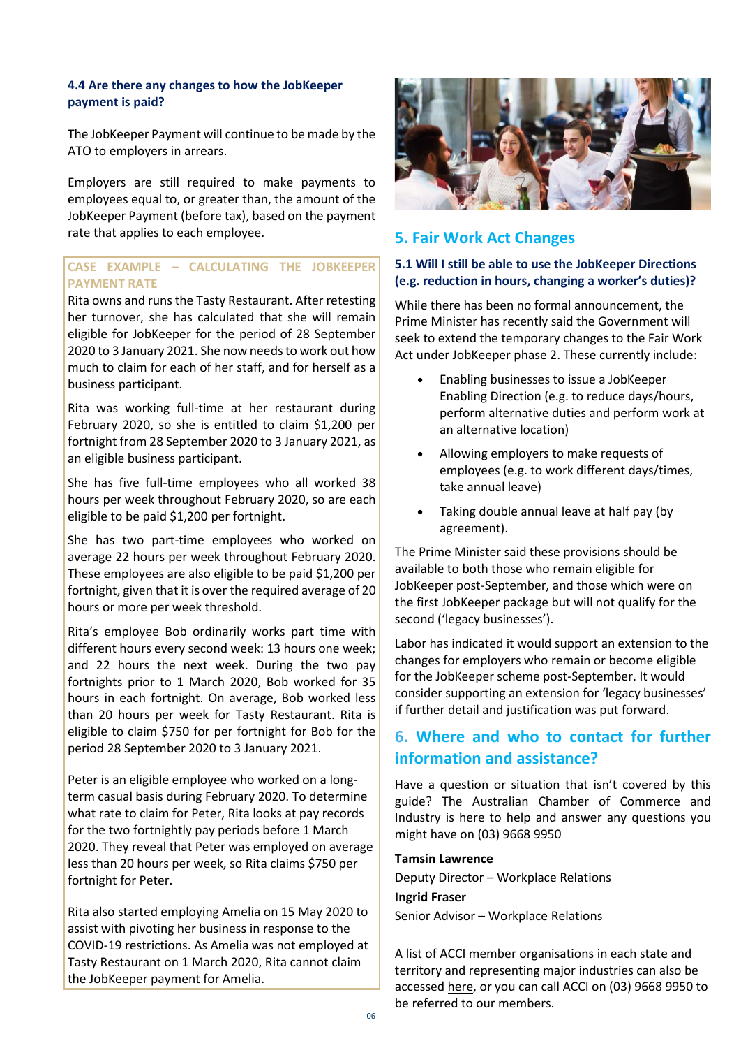### 4.4 Are there any changes to how the JobKeeper payment is paid?

The JobKeeper Payment will continue to be made by the ATO to employers in arrears.

Employers are still required to make payments to employees equal to, or greater than, the amount of the JobKeeper Payment (before tax), based on the payment rate that applies to each employee.

**CASE EXAMPLE – CALCULATING THE JOBKEEPER PAYMENT RATE**

Rita owns and runs the Tasty Restaurant. After retesting her turnover, she has calculated that she will remain eligible for JobKeeper for the period of 28 September 2020 to 3 January 2021. She now needs to work out how much to claim for each of her staff, and for herself as a business participant.

Rita was working full-time at her restaurant during February 2020, so she is entitled to claim $1,200 per fortnight from 28 September 2020 to 3 January 2021, as an eligible business participant.

She has five full-time employees who all worked 38 hours per week throughout February 2020, so are each eligible to be paid $1,200 per fortnight.

She has two part-time employees who worked on average 22 hours per week throughout February 2020. These employees are also eligible to be paid $1,200 per fortnight, given that it is over the required average of 20 hours or more per week threshold.

Rita's employee Bob ordinarily works part time with different hours every second week: 13 hours one week; and 22 hours the next week. During the two pay fortnights prior to 1 March 2020, Bob worked for 35 hours in each fortnight. On average, Bob worked less than 20 hours per week for Tasty Restaurant. Rita is eligible to claim $750 for per fortnight for Bob for the period 28 September 2020 to 3 January 2021.

Peter is an eligible employee who worked on a long-term casual basis during February 2020. To determine what rate to claim for Peter, Rita looks at pay records for the two fortnightly pay periods before 1 March 2020. They reveal that Peter was employed on average less than 20 hours per week, so Rita claims $750 per fortnight for Peter.

Rita also started employing Amelia on 15 May 2020 to assist with pivoting her business in response to the COVID-19 restrictions. As Amelia was not employed at Tasty Restaurant on 1 March 2020, Rita cannot claim the JobKeeper payment for Amelia.

## 5. Fair Work Act Changes

### 5.1 Will I still be able to use the JobKeeper Directions (e.g. reduction in hours, changing a worker's duties)?

While there has been no formal announcement, the Prime Minister has recently said the Government will seek to extend the temporary changes to the Fair Work Act under JobKeeper phase 2. These currently include:

- Enabling businesses to issue a JobKeeper Enabling Direction (e.g. to reduce days/hours, perform alternative duties and perform work at an alternative location)
- Allowing employers to make requests of employees (e.g. to work different days/times, take annual leave)
- Taking double annual leave at half pay (by agreement).

The Prime Minister said these provisions should be available to both those who remain eligible for JobKeeper post-September, and those which were on the first JobKeeper package but will not qualify for the second ('legacy businesses').

Labor has indicated it would support an extension to the changes for employers who remain or become eligible for the JobKeeper scheme post-September. It would consider supporting an extension for 'legacy businesses' if further detail and justification was put forward.

## 6. Where and who to contact for further information and assistance?

Have a question or situation that isn't covered by this guide? The Australian Chamber of Commerce and Industry is here to help and answer any questions you might have on (03) 9668 9950

**Tamsin Lawrence**
Deputy Director – Workplace Relations

**Ingrid Fraser**
Senior Advisor – Workplace Relations

A list of ACCI member organisations in each state and territory and representing major industries can also be accessed here, or you can call ACCI on (03) 9668 9950 to be referred to our members.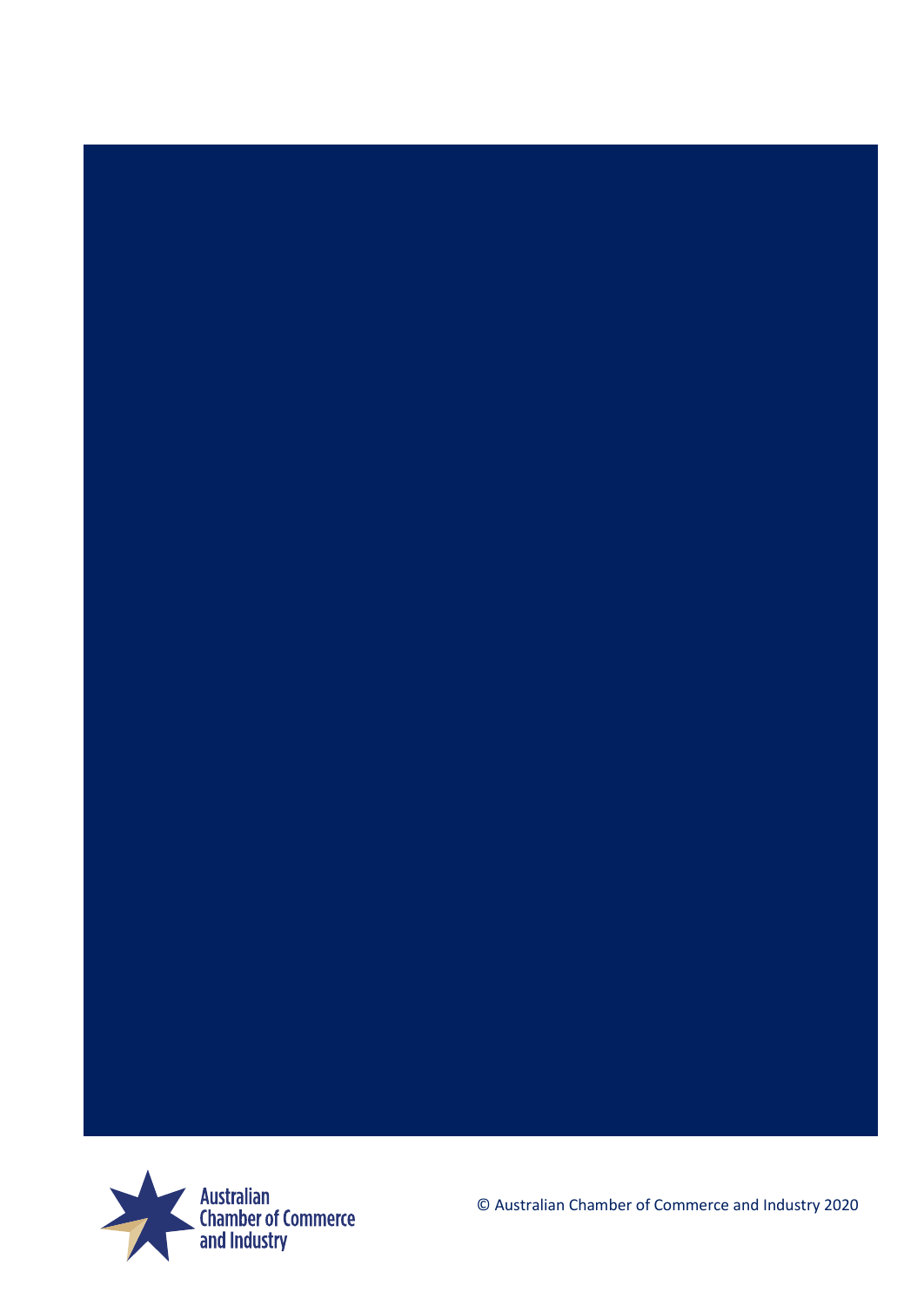Australian Chamber of Commerce and Industry

© Australian Chamber of Commerce and Industry 2020